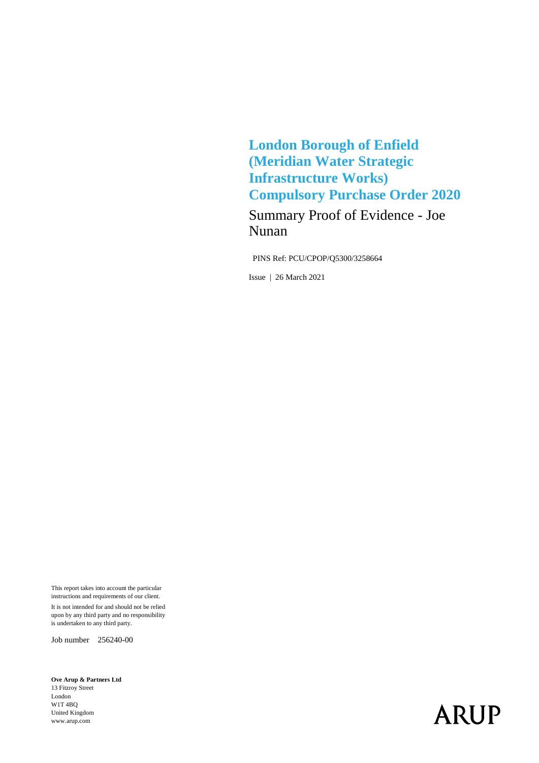# London Borough of Enfield (Meridian Water Strategic Infrastructure Works) Compulsory Purchase Order 2020

Summary Proof of Evidence - Joe Nunan

PINS Ref: PCU/CPOP/Q5300/3258664

Issue | 26 March 2021

This report takes into account the particular instructions and requirements of our client.

It is not intended for and should not be relied upon by any third party and no responsibility is undertaken to any third party.

Job number 256240-00

**Ove Arup & Partners Ltd**
13 Fitzroy Street
London
W1T 4BQ
United Kingdom
www.arup.com

ARUP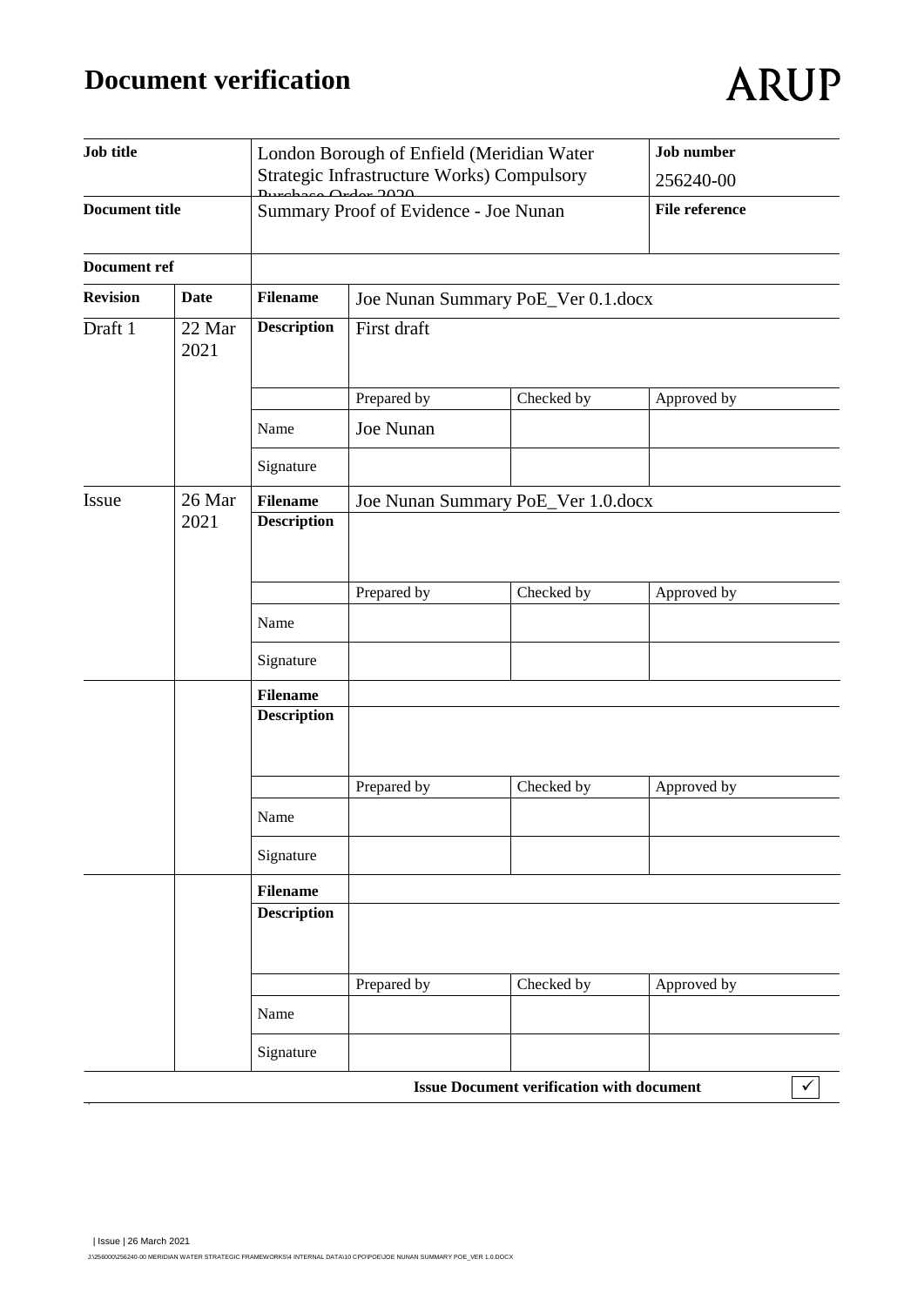# Document verification

ARUP

| Job title | | London Borough of Enfield (Meridian Water Strategic Infrastructure Works) Compulsory Purchase Order 2020 | | | Job number<br>256240-00 |
|---|---|---|---|---|---|
| **Document title** | | Summary Proof of Evidence - Joe Nunan | | | **File reference** |
| **Document ref** | | | | | |
| **Revision** | **Date** | **Filename** | Joe Nunan Summary PoE_Ver 0.1.docx | | |
| Draft 1 | 22 Mar 2021 | **Description** | First draft | | |
| | | | Prepared by | Checked by | Approved by |
| | | Name | Joe Nunan | | |
| | | Signature | | | |
| Issue | 26 Mar 2021 | **Filename** | Joe Nunan Summary PoE_Ver 1.0.docx | | |
| | | **Description** | | | |
| | | | Prepared by | Checked by | Approved by |
| | | Name | | | |
| | | Signature | | | |
| | | **Filename** | | | |
| | | **Description** | | | |
| | | | Prepared by | Checked by | Approved by |
| | | Name | | | |
| | | Signature | | | |
| | | **Filename** | | | |
| | | **Description** | | | |
| | | | Prepared by | Checked by | Approved by |
| | | Name | | | |
| | | Signature | | | |

**Issue Document verification with document** ✓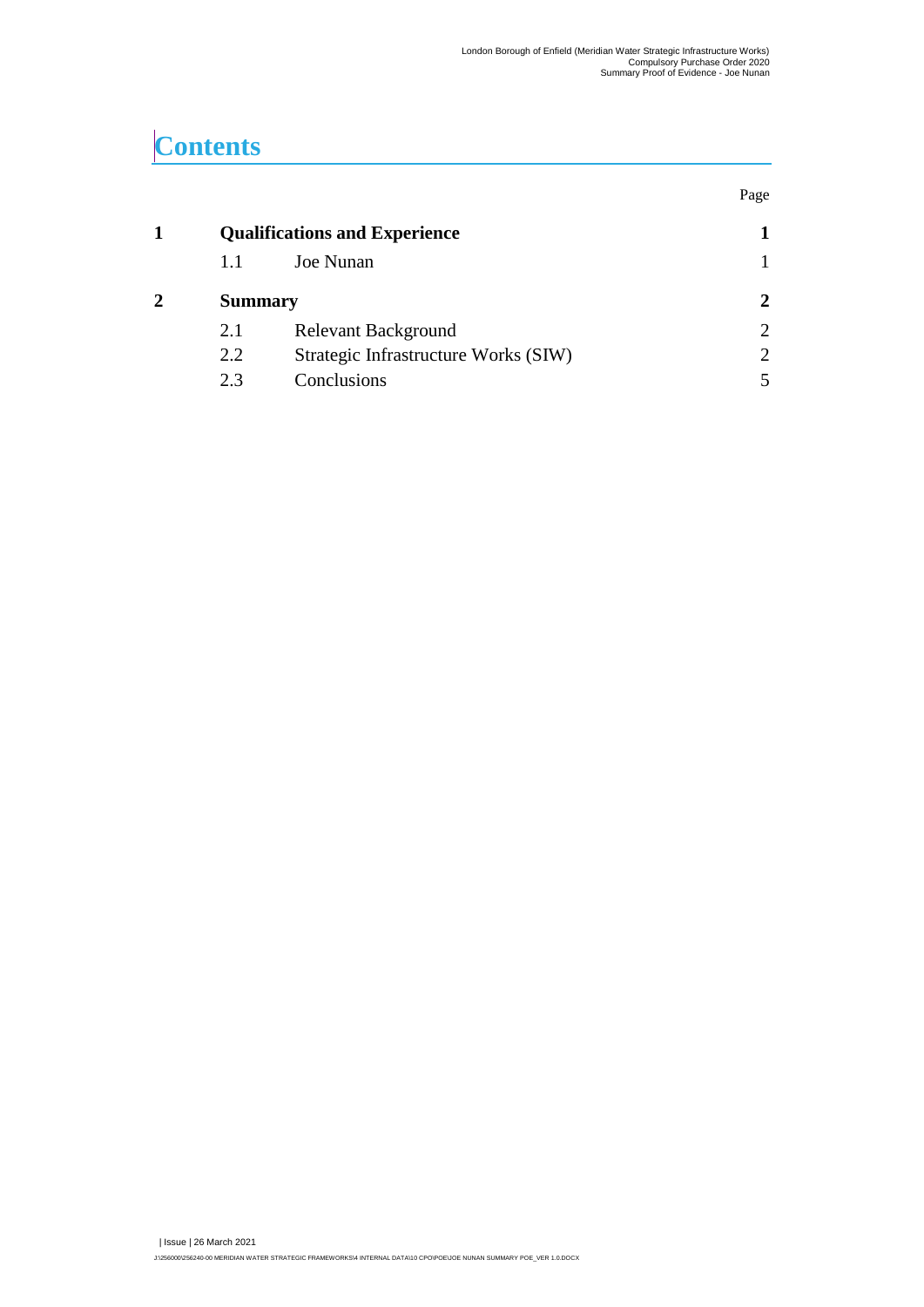# Contents

| | | | Page |
|---|---|---|---|
| **1** | **Qualifications and Experience** | | **1** |
| | 1.1 | Joe Nunan | 1 |
| **2** | **Summary** | | **2** |
| | 2.1 | Relevant Background | 2 |
| | 2.2 | Strategic Infrastructure Works (SIW) | 2 |
| | 2.3 | Conclusions | 5 |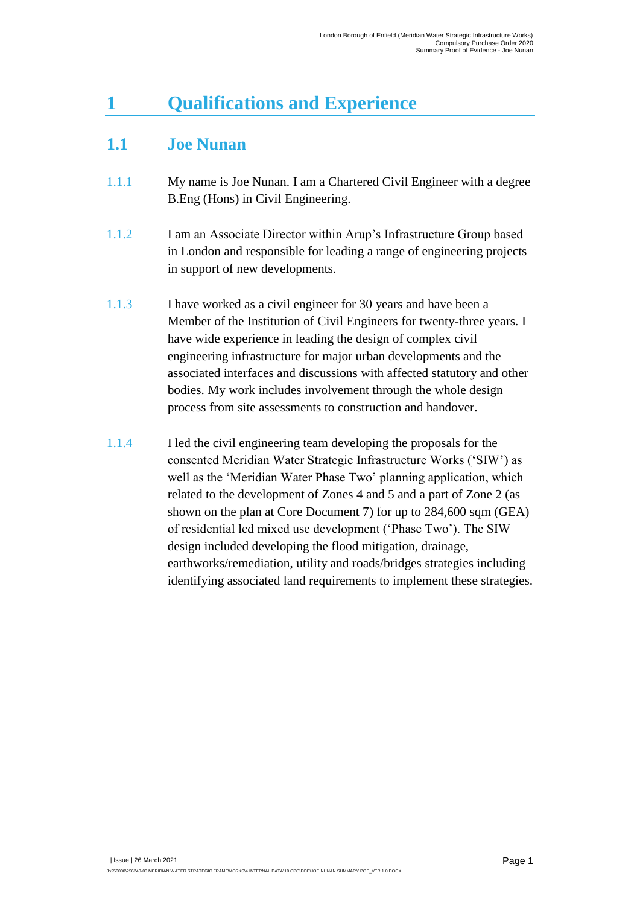# 1 Qualifications and Experience

## 1.1 Joe Nunan

1.1.1 My name is Joe Nunan. I am a Chartered Civil Engineer with a degree B.Eng (Hons) in Civil Engineering.

1.1.2 I am an Associate Director within Arup's Infrastructure Group based in London and responsible for leading a range of engineering projects in support of new developments.

1.1.3 I have worked as a civil engineer for 30 years and have been a Member of the Institution of Civil Engineers for twenty-three years. I have wide experience in leading the design of complex civil engineering infrastructure for major urban developments and the associated interfaces and discussions with affected statutory and other bodies. My work includes involvement through the whole design process from site assessments to construction and handover.

1.1.4 I led the civil engineering team developing the proposals for the consented Meridian Water Strategic Infrastructure Works ('SIW') as well as the 'Meridian Water Phase Two' planning application, which related to the development of Zones 4 and 5 and a part of Zone 2 (as shown on the plan at Core Document 7) for up to 284,600 sqm (GEA) of residential led mixed use development ('Phase Two'). The SIW design included developing the flood mitigation, drainage, earthworks/remediation, utility and roads/bridges strategies including identifying associated land requirements to implement these strategies.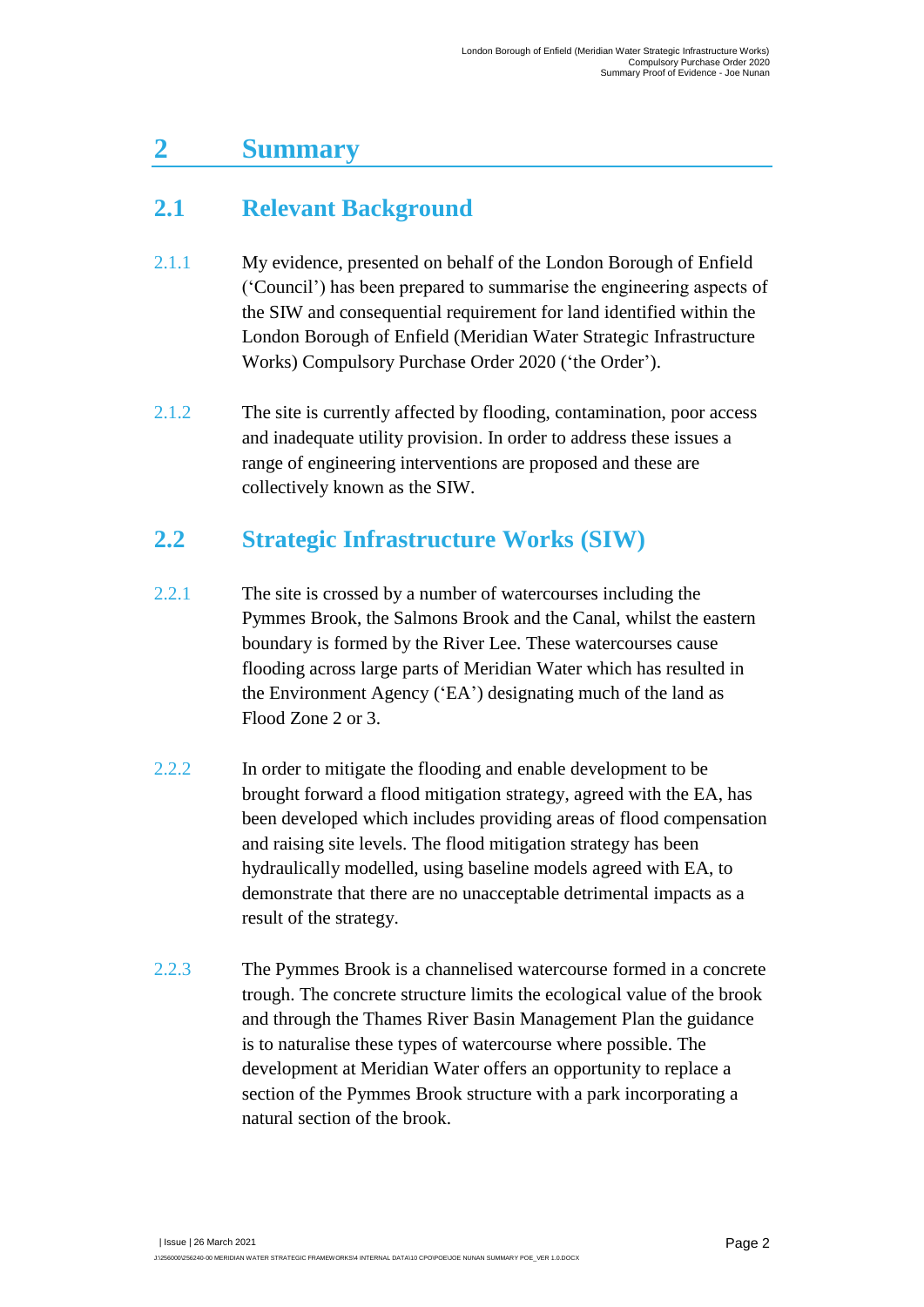# 2 Summary

## 2.1 Relevant Background

2.1.1 My evidence, presented on behalf of the London Borough of Enfield ('Council') has been prepared to summarise the engineering aspects of the SIW and consequential requirement for land identified within the London Borough of Enfield (Meridian Water Strategic Infrastructure Works) Compulsory Purchase Order 2020 ('the Order').

2.1.2 The site is currently affected by flooding, contamination, poor access and inadequate utility provision. In order to address these issues a range of engineering interventions are proposed and these are collectively known as the SIW.

## 2.2 Strategic Infrastructure Works (SIW)

2.2.1 The site is crossed by a number of watercourses including the Pymmes Brook, the Salmons Brook and the Canal, whilst the eastern boundary is formed by the River Lee. These watercourses cause flooding across large parts of Meridian Water which has resulted in the Environment Agency ('EA') designating much of the land as Flood Zone 2 or 3.

2.2.2 In order to mitigate the flooding and enable development to be brought forward a flood mitigation strategy, agreed with the EA, has been developed which includes providing areas of flood compensation and raising site levels. The flood mitigation strategy has been hydraulically modelled, using baseline models agreed with EA, to demonstrate that there are no unacceptable detrimental impacts as a result of the strategy.

2.2.3 The Pymmes Brook is a channelised watercourse formed in a concrete trough. The concrete structure limits the ecological value of the brook and through the Thames River Basin Management Plan the guidance is to naturalise these types of watercourse where possible. The development at Meridian Water offers an opportunity to replace a section of the Pymmes Brook structure with a park incorporating a natural section of the brook.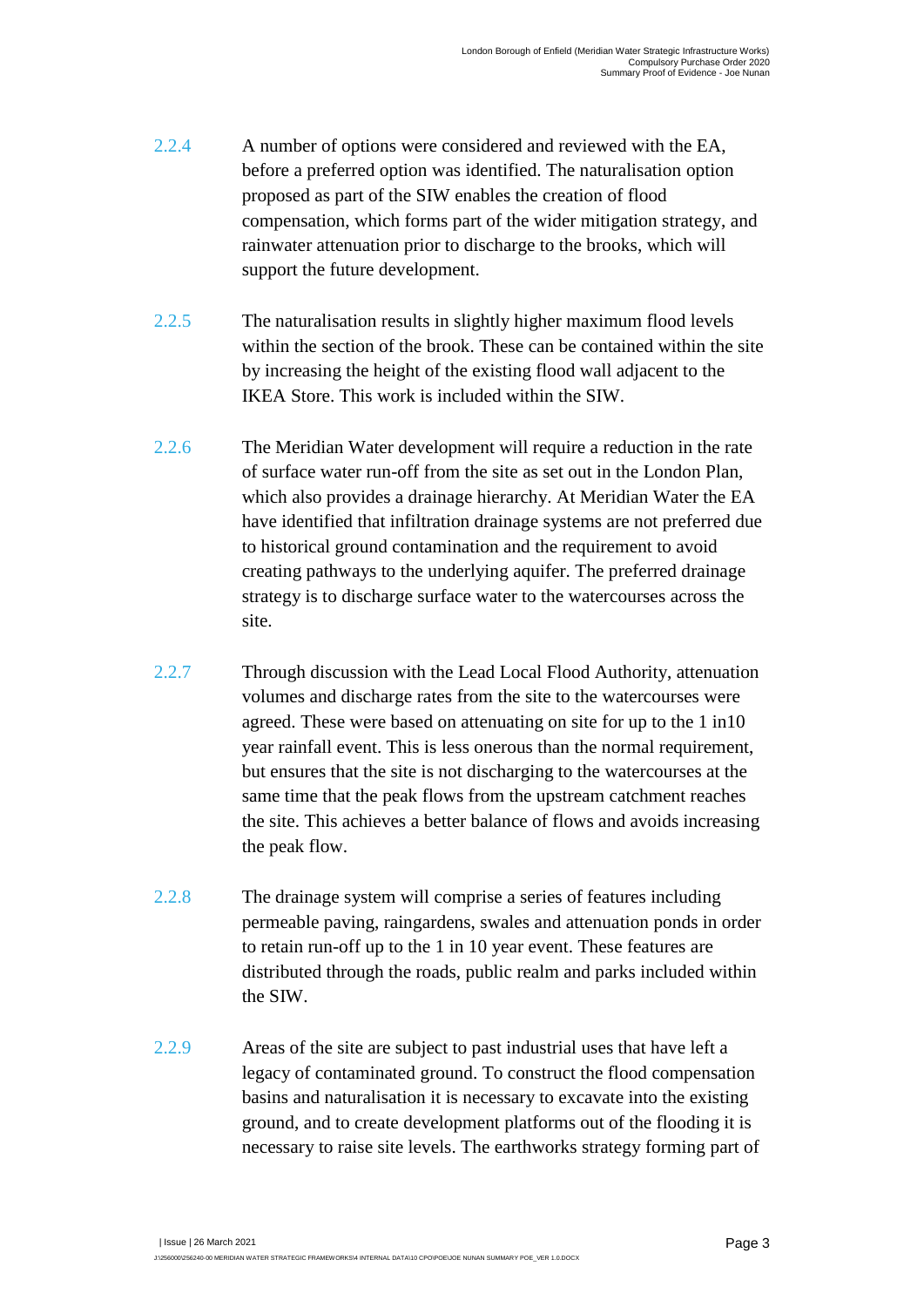2.2.4 A number of options were considered and reviewed with the EA, before a preferred option was identified. The naturalisation option proposed as part of the SIW enables the creation of flood compensation, which forms part of the wider mitigation strategy, and rainwater attenuation prior to discharge to the brooks, which will support the future development.

2.2.5 The naturalisation results in slightly higher maximum flood levels within the section of the brook. These can be contained within the site by increasing the height of the existing flood wall adjacent to the IKEA Store. This work is included within the SIW.

2.2.6 The Meridian Water development will require a reduction in the rate of surface water run-off from the site as set out in the London Plan, which also provides a drainage hierarchy. At Meridian Water the EA have identified that infiltration drainage systems are not preferred due to historical ground contamination and the requirement to avoid creating pathways to the underlying aquifer. The preferred drainage strategy is to discharge surface water to the watercourses across the site.

2.2.7 Through discussion with the Lead Local Flood Authority, attenuation volumes and discharge rates from the site to the watercourses were agreed. These were based on attenuating on site for up to the 1 in10 year rainfall event. This is less onerous than the normal requirement, but ensures that the site is not discharging to the watercourses at the same time that the peak flows from the upstream catchment reaches the site. This achieves a better balance of flows and avoids increasing the peak flow.

2.2.8 The drainage system will comprise a series of features including permeable paving, raingardens, swales and attenuation ponds in order to retain run-off up to the 1 in 10 year event. These features are distributed through the roads, public realm and parks included within the SIW.

2.2.9 Areas of the site are subject to past industrial uses that have left a legacy of contaminated ground. To construct the flood compensation basins and naturalisation it is necessary to excavate into the existing ground, and to create development platforms out of the flooding it is necessary to raise site levels. The earthworks strategy forming part of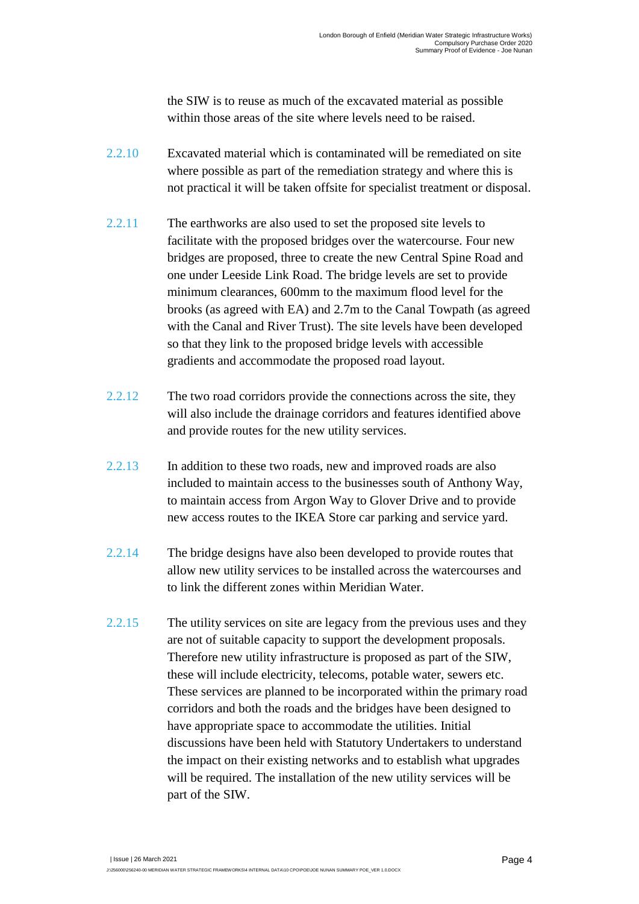the SIW is to reuse as much of the excavated material as possible within those areas of the site where levels need to be raised.

2.2.10 Excavated material which is contaminated will be remediated on site where possible as part of the remediation strategy and where this is not practical it will be taken offsite for specialist treatment or disposal.

2.2.11 The earthworks are also used to set the proposed site levels to facilitate with the proposed bridges over the watercourse. Four new bridges are proposed, three to create the new Central Spine Road and one under Leeside Link Road. The bridge levels are set to provide minimum clearances, 600mm to the maximum flood level for the brooks (as agreed with EA) and 2.7m to the Canal Towpath (as agreed with the Canal and River Trust). The site levels have been developed so that they link to the proposed bridge levels with accessible gradients and accommodate the proposed road layout.

2.2.12 The two road corridors provide the connections across the site, they will also include the drainage corridors and features identified above and provide routes for the new utility services.

2.2.13 In addition to these two roads, new and improved roads are also included to maintain access to the businesses south of Anthony Way, to maintain access from Argon Way to Glover Drive and to provide new access routes to the IKEA Store car parking and service yard.

2.2.14 The bridge designs have also been developed to provide routes that allow new utility services to be installed across the watercourses and to link the different zones within Meridian Water.

2.2.15 The utility services on site are legacy from the previous uses and they are not of suitable capacity to support the development proposals. Therefore new utility infrastructure is proposed as part of the SIW, these will include electricity, telecoms, potable water, sewers etc. These services are planned to be incorporated within the primary road corridors and both the roads and the bridges have been designed to have appropriate space to accommodate the utilities. Initial discussions have been held with Statutory Undertakers to understand the impact on their existing networks and to establish what upgrades will be required. The installation of the new utility services will be part of the SIW.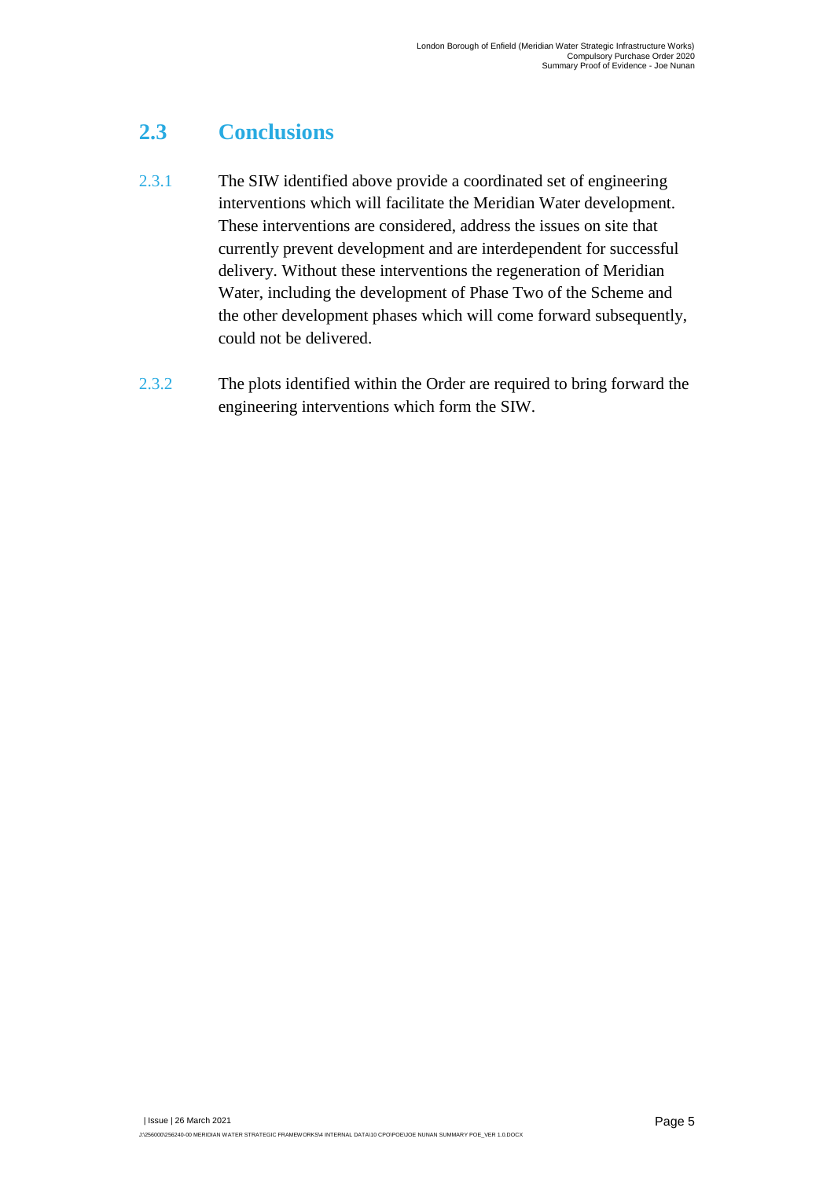## 2.3 Conclusions

2.3.1 The SIW identified above provide a coordinated set of engineering interventions which will facilitate the Meridian Water development. These interventions are considered, address the issues on site that currently prevent development and are interdependent for successful delivery. Without these interventions the regeneration of Meridian Water, including the development of Phase Two of the Scheme and the other development phases which will come forward subsequently, could not be delivered.

2.3.2 The plots identified within the Order are required to bring forward the engineering interventions which form the SIW.